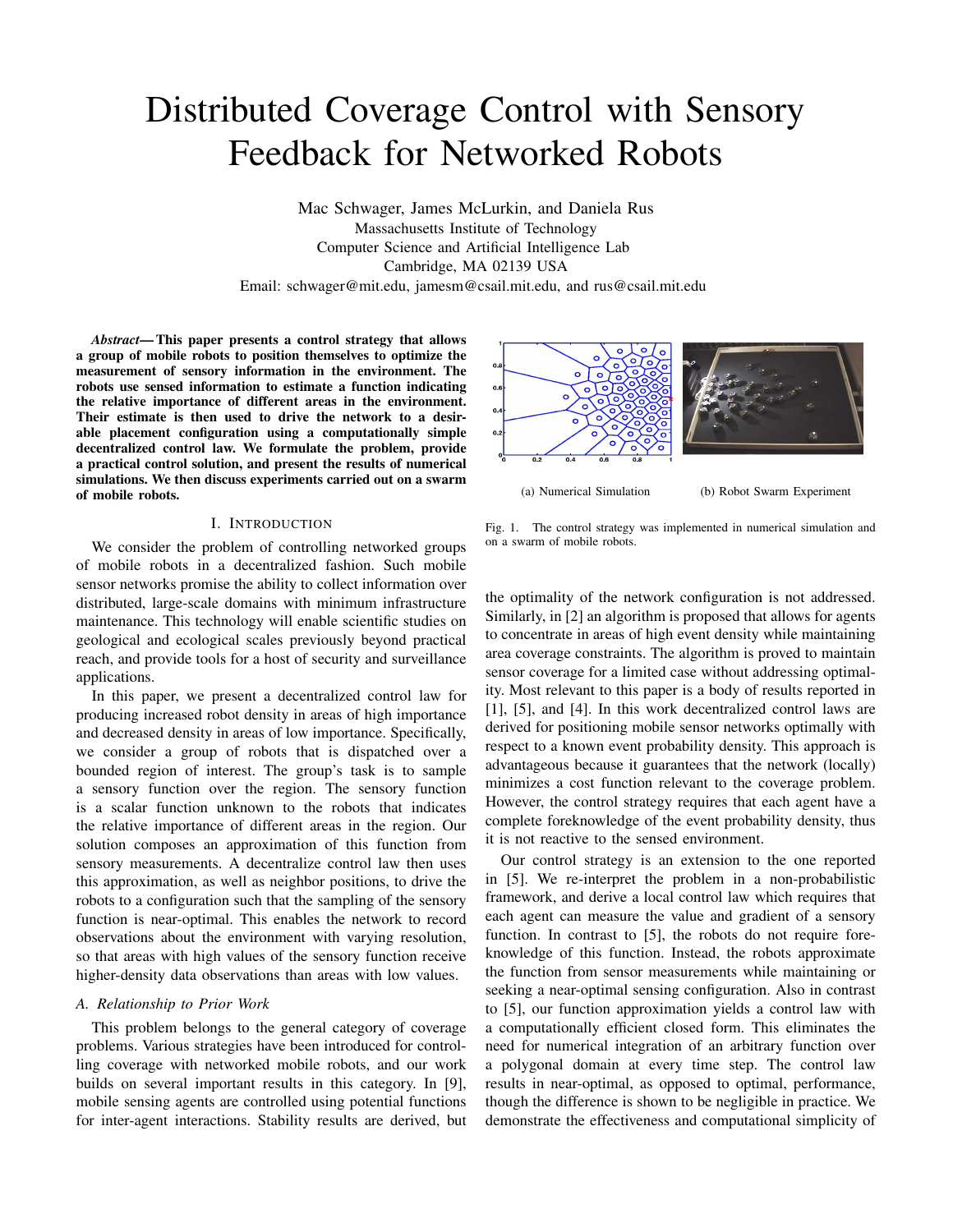# Distributed Coverage Control with Sensory Feedback for Networked Robots

Mac Schwager, James McLurkin, and Daniela Rus
Massachusetts Institute of Technology
Computer Science and Artificial Intelligence Lab
Cambridge, MA 02139 USA
Email: schwager@mit.edu, jamesm@csail.mit.edu, and rus@csail.mit.edu

***Abstract*— This paper presents a control strategy that allows a group of mobile robots to position themselves to optimize the measurement of sensory information in the environment. The robots use sensed information to estimate a function indicating the relative importance of different areas in the environment. Their estimate is then used to drive the network to a desirable placement configuration using a computationally simple decentralized control law. We formulate the problem, provide a practical control solution, and present the results of numerical simulations. We then discuss experiments carried out on a swarm of mobile robots.**

(a) Numerical Simulation (b) Robot Swarm Experiment

Fig. 1. The control strategy was implemented in numerical simulation and on a swarm of mobile robots.

## I. Introduction

We consider the problem of controlling networked groups of mobile robots in a decentralized fashion. Such mobile sensor networks promise the ability to collect information over distributed, large-scale domains with minimum infrastructure maintenance. This technology will enable scientific studies on geological and ecological scales previously beyond practical reach, and provide tools for a host of security and surveillance applications.

In this paper, we present a decentralized control law for producing increased robot density in areas of high importance and decreased density in areas of low importance. Specifically, we consider a group of robots that is dispatched over a bounded region of interest. The group's task is to sample a sensory function over the region. The sensory function is a scalar function unknown to the robots that indicates the relative importance of different areas in the region. Our solution composes an approximation of this function from sensory measurements. A decentralize control law then uses this approximation, as well as neighbor positions, to drive the robots to a configuration such that the sampling of the sensory function is near-optimal. This enables the network to record observations about the environment with varying resolution, so that areas with high values of the sensory function receive higher-density data observations than areas with low values.

### A. Relationship to Prior Work

This problem belongs to the general category of coverage problems. Various strategies have been introduced for controlling coverage with networked mobile robots, and our work builds on several important results in this category. In [9], mobile sensing agents are controlled using potential functions for inter-agent interactions. Stability results are derived, but the optimality of the network configuration is not addressed. Similarly, in [2] an algorithm is proposed that allows for agents to concentrate in areas of high event density while maintaining area coverage constraints. The algorithm is proved to maintain sensor coverage for a limited case without addressing optimality. Most relevant to this paper is a body of results reported in [1], [5], and [4]. In this work decentralized control laws are derived for positioning mobile sensor networks optimally with respect to a known event probability density. This approach is advantageous because it guarantees that the network (locally) minimizes a cost function relevant to the coverage problem. However, the control strategy requires that each agent have a complete foreknowledge of the event probability density, thus it is not reactive to the sensed environment.

Our control strategy is an extension to the one reported in [5]. We re-interpret the problem in a non-probabilistic framework, and derive a local control law which requires that each agent can measure the value and gradient of a sensory function. In contrast to [5], the robots do not require foreknowledge of this function. Instead, the robots approximate the function from sensor measurements while maintaining or seeking a near-optimal sensing configuration. Also in contrast to [5], our function approximation yields a control law with a computationally efficient closed form. This eliminates the need for numerical integration of an arbitrary function over a polygonal domain at every time step. The control law results in near-optimal, as opposed to optimal, performance, though the difference is shown to be negligible in practice. We demonstrate the effectiveness and computational simplicity of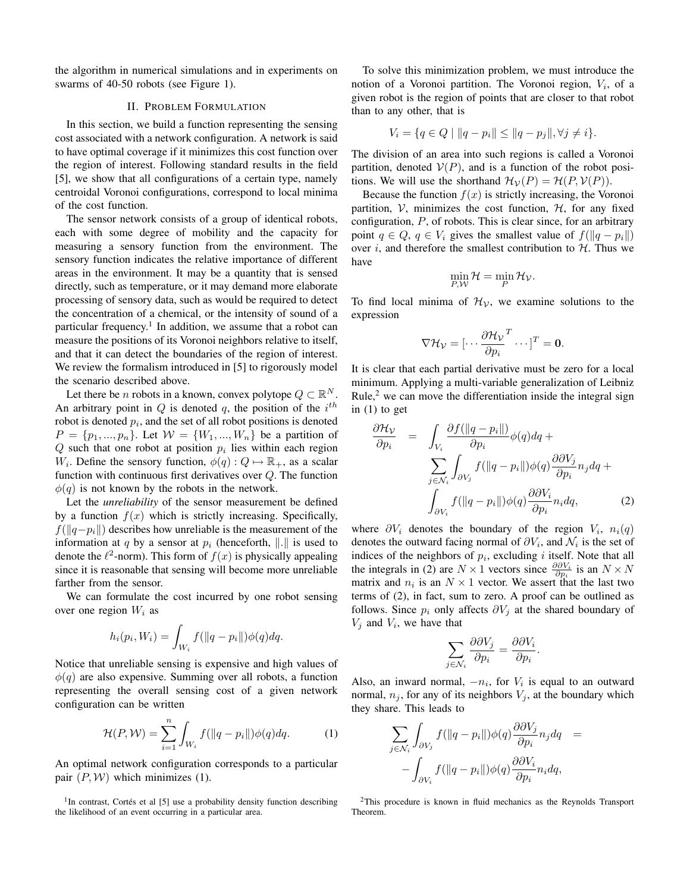the algorithm in numerical simulations and in experiments on swarms of 40-50 robots (see Figure 1).

## II. Problem Formulation

In this section, we build a function representing the sensing cost associated with a network configuration. A network is said to have optimal coverage if it minimizes this cost function over the region of interest. Following standard results in the field [5], we show that all configurations of a certain type, namely centroidal Voronoi configurations, correspond to local minima of the cost function.

The sensor network consists of a group of identical robots, each with some degree of mobility and the capacity for measuring a sensory function from the environment. The sensory function indicates the relative importance of different areas in the environment. It may be a quantity that is sensed directly, such as temperature, or it may demand more elaborate processing of sensory data, such as would be required to detect the concentration of a chemical, or the intensity of sound of a particular frequency.[1] In addition, we assume that a robot can measure the positions of its Voronoi neighbors relative to itself, and that it can detect the boundaries of the region of interest. We review the formalism introduced in [5] to rigorously model the scenario described above.

Let there be $n$ robots in a known, convex polytope $Q \subset \mathbb{R}^N$. An arbitrary point in $Q$ is denoted $q$, the position of the $i^{th}$ robot is denoted $p_i$, and the set of all robot positions is denoted $P = \{p_1, ..., p_n\}$. Let $\mathcal{W} = \{W_1, ..., W_n\}$ be a partition of $Q$ such that one robot at position $p_i$ lies within each region $W_i$. Define the sensory function, $\phi(q) : Q \mapsto \mathbb{R}_+$, as a scalar function with continuous first derivatives over $Q$. The function $\phi(q)$ is not known by the robots in the network.

Let the *unreliability* of the sensor measurement be defined by a function $f(x)$ which is strictly increasing. Specifically, $f(\|q - p_i\|)$ describes how unreliable is the measurement of the information at $q$ by a sensor at $p_i$ (henceforth, $\|.\|$ is used to denote the $\ell^2$-norm). This form of $f(x)$ is physically appealing since it is reasonable that sensing will become more unreliable farther from the sensor.

We can formulate the cost incurred by one robot sensing over one region $W_i$ as

$$h_i(p_i, W_i) = \int_{W_i} f(\|q - p_i\|)\phi(q)dq.$$

Notice that unreliable sensing is expensive and high values of $\phi(q)$ are also expensive. Summing over all robots, a function representing the overall sensing cost of a given network configuration can be written

$$\mathcal{H}(P, \mathcal{W}) = \sum_{i=1}^{n} \int_{W_i} f(\|q - p_i\|)\phi(q)dq. \quad (1)$$

An optimal network configuration corresponds to a particular pair $(P, \mathcal{W})$ which minimizes (1).

To solve this minimization problem, we must introduce the notion of a Voronoi partition. The Voronoi region, $V_i$, of a given robot is the region of points that are closer to that robot than to any other, that is

$$V_i = \{q \in Q \mid \|q - p_i\| \leq \|q - p_j\|, \forall j \neq i\}.$$

The division of an area into such regions is called a Voronoi partition, denoted $\mathcal{V}(P)$, and is a function of the robot positions. We will use the shorthand $\mathcal{H}_\mathcal{V}(P) = \mathcal{H}(P, \mathcal{V}(P))$.

Because the function $f(x)$ is strictly increasing, the Voronoi partition, $\mathcal{V}$, minimizes the cost function, $\mathcal{H}$, for any fixed configuration, $P$, of robots. This is clear since, for an arbitrary point $q \in Q$, $q \in V_i$ gives the smallest value of $f(\|q - p_i\|)$ over $i$, and therefore the smallest contribution to $\mathcal{H}$. Thus we have

$$\min_{P, \mathcal{W}} \mathcal{H} = \min_{P} \mathcal{H}_\mathcal{V}.$$

To find local minima of $\mathcal{H}_\mathcal{V}$, we examine solutions to the expression

$$\nabla \mathcal{H}_\mathcal{V} = [\cdots \frac{\partial \mathcal{H}_\mathcal{V}}{\partial p_i}^T \cdots]^T = \mathbf{0}.$$

It is clear that each partial derivative must be zero for a local minimum. Applying a multi-variable generalization of Leibniz Rule,[2] we can move the differentiation inside the integral sign in (1) to get

$$\begin{aligned} \frac{\partial \mathcal{H}_\mathcal{V}}{\partial p_i} = & \int_{V_i} \frac{\partial f(\|q - p_i\|)}{\partial p_i} \phi(q)dq + \\ & \sum_{j \in \mathcal{N}_i} \int_{\partial V_j} f(\|q - p_i\|)\phi(q) \frac{\partial \partial V_j}{\partial p_i} n_j dq + \\ & \int_{\partial V_i} f(\|q - p_i\|)\phi(q) \frac{\partial \partial V_i}{\partial p_i} n_i dq, \end{aligned} \quad (2)$$

where $\partial V_i$ denotes the boundary of the region $V_i$, $n_i(q)$ denotes the outward facing normal of $\partial V_i$, and $\mathcal{N}_i$ is the set of indices of the neighbors of $p_i$, excluding $i$ itself. Note that all the integrals in (2) are $N \times 1$ vectors since $\frac{\partial \partial V_i}{\partial p_i}$ is an $N \times N$ matrix and $n_i$ is an $N \times 1$ vector. We assert that the last two terms of (2), in fact, sum to zero. A proof can be outlined as follows. Since $p_i$ only affects $\partial V_j$ at the shared boundary of $V_j$ and $V_i$, we have that

$$\sum_{j \in \mathcal{N}_i} \frac{\partial \partial V_j}{\partial p_i} = \frac{\partial \partial V_i}{\partial p_i}.$$

Also, an inward normal, $-n_i$, for $V_i$ is equal to an outward normal, $n_j$, for any of its neighbors $V_j$, at the boundary which they share. This leads to

$$\begin{aligned} \sum_{j \in \mathcal{N}_i} \int_{\partial V_j} f(\|q - p_i\|)\phi(q) \frac{\partial \partial V_j}{\partial p_i} n_j dq = \\ - \int_{\partial V_i} f(\|q - p_i\|)\phi(q) \frac{\partial \partial V_i}{\partial p_i} n_i dq, \end{aligned}$$

[1] In contrast, Cortés et al [5] use a probability density function describing the likelihood of an event occurring in a particular area.

[2] This procedure is known in fluid mechanics as the Reynolds Transport Theorem.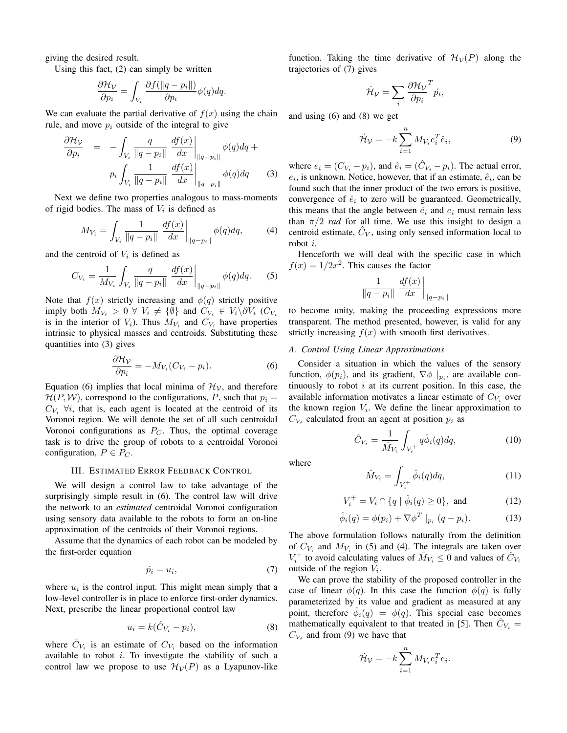giving the desired result.

Using this fact, (2) can simply be written

$$\frac{\partial \mathcal{H}_{\mathcal{V}}}{\partial p_i} = \int_{V_i} \frac{\partial f(\|q - p_i\|)}{\partial p_i} \phi(q) dq.$$

We can evaluate the partial derivative of $f(x)$ using the chain rule, and move $p_i$ outside of the integral to give

$$\begin{aligned} \frac{\partial \mathcal{H}_{\mathcal{V}}}{\partial p_i} &= -\int_{V_i} \frac{q}{\|q - p_i\|} \left. \frac{df(x)}{dx} \right|_{\|q-p_i\|} \phi(q) dq + \\ & \quad p_i \int_{V_i} \frac{1}{\|q - p_i\|} \left. \frac{df(x)}{dx} \right|_{\|q-p_i\|} \phi(q) dq \end{aligned} \tag{3}$$

Next we define two properties analogous to mass-moments of rigid bodies. The mass of $V_i$ is defined as

$$M_{V_i} = \int_{V_i} \frac{1}{\|q - p_i\|} \left. \frac{df(x)}{dx} \right|_{\|q-p_i\|} \phi(q) dq, \tag{4}$$

and the centroid of $V_i$ is defined as

$$C_{V_i} = \frac{1}{M_{V_i}} \int_{V_i} \frac{q}{\|q - p_i\|} \left. \frac{df(x)}{dx} \right|_{\|q-p_i\|} \phi(q) dq. \tag{5}$$

Note that $f(x)$ strictly increasing and $\phi(q)$ strictly positive imply both $M_{V_i} > 0 \ \forall \ V_i \neq \{\emptyset\}$ and $C_{V_i} \in V_i \backslash \partial V_i$ ($C_{V_i}$ is in the interior of $V_i$). Thus $M_{V_i}$ and $C_{V_i}$ have properties intrinsic to physical masses and centroids. Substituting these quantities into (3) gives

$$\frac{\partial \mathcal{H}_{\mathcal{V}}}{\partial p_i} = -M_{V_i}(C_{V_i} - p_i). \tag{6}$$

Equation (6) implies that local minima of $\mathcal{H}_{\mathcal{V}}$, and therefore $\mathcal{H}(P, \mathcal{W})$, correspond to the configurations, $P$, such that $p_i = C_{V_i} \ \forall i$, that is, each agent is located at the centroid of its Voronoi region. We will denote the set of all such centroidal Voronoi configurations as $P_C$. Thus, the optimal coverage task is to drive the group of robots to a centroidal Voronoi configuration, $P \in P_C$.

## III. Estimated Error Feedback Control

We will design a control law to take advantage of the surprisingly simple result in (6). The control law will drive the network to an *estimated* centroidal Voronoi configuration using sensory data available to the robots to form an on-line approximation of the centroids of their Voronoi regions.

Assume that the dynamics of each robot can be modeled by the first-order equation

$$\dot{p}_i = u_i, \tag{7}$$

where $u_i$ is the control input. This might mean simply that a low-level controller is in place to enforce first-order dynamics. Next, prescribe the linear proportional control law

$$u_i = k(\hat{C}_{V_i} - p_i), \tag{8}$$

where $\hat{C}_{V_i}$ is an estimate of $C_{V_i}$ based on the information available to robot $i$. To investigate the stability of such a control law we propose to use $\mathcal{H}_{\mathcal{V}}(P)$ as a Lyapunov-like function. Taking the time derivative of $\mathcal{H}_{\mathcal{V}}(P)$ along the trajectories of (7) gives

$$\dot{\mathcal{H}}_{\mathcal{V}} = \sum_i \frac{\partial \mathcal{H}_{\mathcal{V}}}{\partial p_i}^T \dot{p}_i,$$

and using (6) and (8) we get

$$\dot{\mathcal{H}}_{\mathcal{V}} = -k \sum_{i=1}^{n} M_{V_i} e_i^T \hat{e}_i, \tag{9}$$

where $e_i = (C_{V_i} - p_i)$, and $\hat{e}_i = (\hat{C}_{V_i} - p_i)$. The actual error, $e_i$, is unknown. Notice, however, that if an estimate, $\hat{e}_i$, can be found such that the inner product of the two errors is positive, convergence of $\hat{e}_i$ to zero will be guaranteed. Geometrically, this means that the angle between $\hat{e}_i$ and $e_i$ must remain less than $\pi/2$ *rad* for all time. We use this insight to design a centroid estimate, $\hat{C}_V$, using only sensed information local to robot $i$.

Henceforth we will deal with the specific case in which $f(x) = 1/2x^2$. This causes the factor

$$\frac{1}{\|q - p_i\|} \left. \frac{df(x)}{dx} \right|_{\|q-p_i\|}$$

to become unity, making the proceeding expressions more transparent. The method presented, however, is valid for any strictly increasing $f(x)$ with smooth first derivatives.

### A. Control Using Linear Approximations

Consider a situation in which the values of the sensory function, $\phi(p_i)$, and its gradient, $\nabla\phi \mid_{p_i}$, are available continuously to robot $i$ at its current position. In this case, the available information motivates a linear estimate of $C_{V_i}$ over the known region $V_i$. We define the linear approximation to $C_{V_i}$ calculated from an agent at position $p_i$ as

$$\hat{C}_{V_i} = \frac{1}{\hat{M}_{V_i}} \int_{V_i^+} q \hat{\phi}_i(q) dq, \tag{10}$$

where

$$\hat{M}_{V_i} = \int_{V_i^+} \hat{\phi}_i(q) dq, \tag{11}$$

$$V_i^+ = V_i \cap \{q \mid \hat{\phi}_i(q) \geq 0\}, \text{ and} \tag{12}$$

$$\hat{\phi}_i(q) = \phi(p_i) + \nabla\phi^T \mid_{p_i} (q - p_i). \tag{13}$$

The above formulation follows naturally from the definition of $C_{V_i}$ and $M_{V_i}$ in (5) and (4). The integrals are taken over $V_i^+$ to avoid calculating values of $\hat{M}_{V_i} \leq 0$ and values of $\hat{C}_{V_i}$ outside of the region $V_i$.

We can prove the stability of the proposed controller in the case of linear $\phi(q)$. In this case the function $\phi(q)$ is fully parameterized by its value and gradient as measured at any point, therefore $\hat{\phi}_i(q) = \phi(q)$. This special case becomes mathematically equivalent to that treated in [5]. Then $\hat{C}_{V_i} = C_{V_i}$ and from (9) we have that

$$\dot{\mathcal{H}}_{\mathcal{V}} = -k \sum_{i=1}^{n} M_{V_i} e_i^T e_i.$$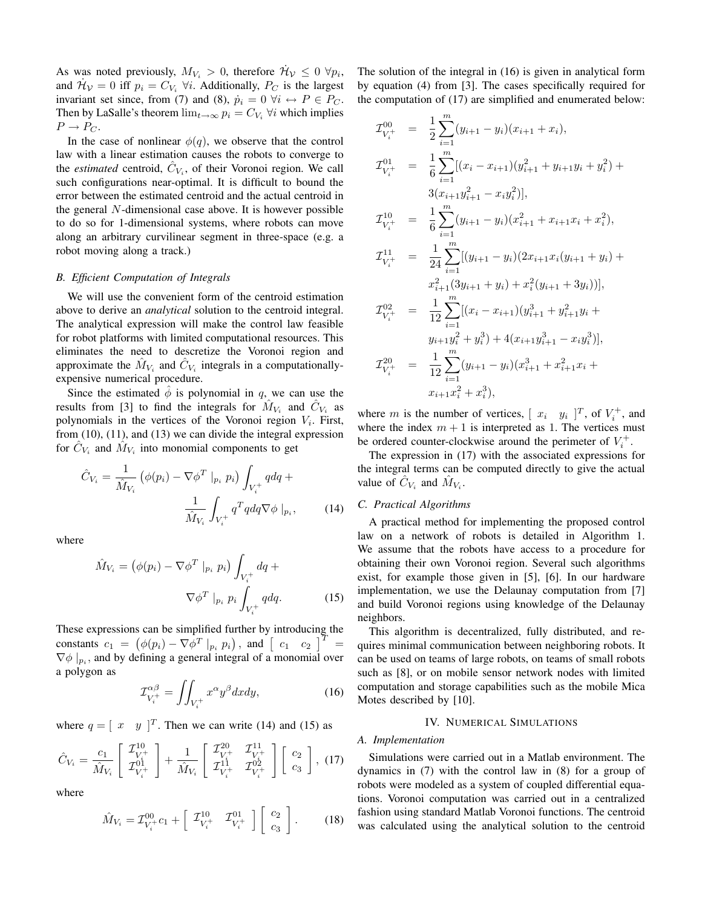As was noted previously, $M_{V_i} > 0$, therefore $\dot{\mathcal{H}}_{\mathcal{V}} \leq 0 \ \forall p_i$, and $\dot{\mathcal{H}}_{\mathcal{V}} = 0$ iff $p_i = C_{V_i} \ \forall i$. Additionally, $P_C$ is the largest invariant set since, from (7) and (8), $\dot{p}_i = 0 \ \forall i \leftrightarrow P \in P_C$. Then by LaSalle's theorem $\lim_{t\to\infty} p_i = C_{V_i} \ \forall i$ which implies $P \to P_C$.

In the case of nonlinear $\phi(q)$, we observe that the control law with a linear estimation causes the robots to converge to the *estimated* centroid, $\hat{C}_{V_i}$, of their Voronoi region. We call such configurations near-optimal. It is difficult to bound the error between the estimated centroid and the actual centroid in the general $N$-dimensional case above. It is however possible to do so for 1-dimensional systems, where robots can move along an arbitrary curvilinear segment in three-space (e.g. a robot moving along a track.)

### B. Efficient Computation of Integrals

We will use the convenient form of the centroid estimation above to derive an *analytical* solution to the centroid integral. The analytical expression will make the control law feasible for robot platforms with limited computational resources. This eliminates the need to descretize the Voronoi region and approximate the $\hat{M}_{V_i}$ and $\hat{C}_{V_i}$ integrals in a computationally-expensive numerical procedure.

Since the estimated $\hat{\phi}$ is polynomial in $q$, we can use the results from [3] to find the integrals for $\hat{M}_{V_i}$ and $\hat{C}_{V_i}$ as polynomials in the vertices of the Voronoi region $V_i$. First, from (10), (11), and (13) we can divide the integral expression for $\hat{C}_{V_i}$ and $\hat{M}_{V_i}$ into monomial components to get

$$\hat{C}_{V_i} = \frac{1}{\hat{M}_{V_i}} \left(\phi(p_i) - \nabla\phi^T \mid_{p_i} p_i\right) \int_{V_i^+} q dq + \frac{1}{\hat{M}_{V_i}} \int_{V_i^+} q^T q dq \nabla\phi \mid_{p_i}, \tag{14}$$

where

$$\hat{M}_{V_i} = \left(\phi(p_i) - \nabla\phi^T \mid_{p_i} p_i\right) \int_{V_i^+} dq + \nabla\phi^T \mid_{p_i} p_i \int_{V_i^+} q dq. \tag{15}$$

These expressions can be simplified further by introducing the constants $c_1 = \left(\phi(p_i) - \nabla\phi^T \mid_{p_i} p_i\right)$, and $\begin{bmatrix} c_1 & c_2 \end{bmatrix}^T = \nabla\phi \mid_{p_i}$, and by defining a general integral of a monomial over a polygon as

$$\mathcal{I}_{V_i^+}^{\alpha\beta} = \iint_{V_i^+} x^\alpha y^\beta dx dy, \tag{16}$$

where $q = \begin{bmatrix} x & y \end{bmatrix}^T$. Then we can write (14) and (15) as

$$\hat{C}_{V_i} = \frac{c_1}{\hat{M}_{V_i}} \begin{bmatrix} \mathcal{I}_{V_i^+}^{10} \\ \mathcal{I}_{V_i^+}^{01} \end{bmatrix} + \frac{1}{\hat{M}_{V_i}} \begin{bmatrix} \mathcal{I}_{V_i^+}^{20} & \mathcal{I}_{V_i^+}^{11} \\ \mathcal{I}_{V_i^+}^{11} & \mathcal{I}_{V_i^+}^{02} \end{bmatrix} \begin{bmatrix} c_2 \\ c_3 \end{bmatrix}, \tag{17}$$

where

$$\hat{M}_{V_i} = \mathcal{I}_{V_i^+}^{00} c_1 + \begin{bmatrix} \mathcal{I}_{V_i^+}^{10} & \mathcal{I}_{V_i^+}^{01} \end{bmatrix} \begin{bmatrix} c_2 \\ c_3 \end{bmatrix}. \tag{18}$$

The solution of the integral in (16) is given in analytical form by equation (4) from [3]. The cases specifically required for the computation of (17) are simplified and enumerated below:

$$\begin{aligned}
\mathcal{I}_{V_i^+}^{00} &= \frac{1}{2}\sum_{i=1}^{m}(y_{i+1} - y_i)(x_{i+1} + x_i), \\
\mathcal{I}_{V_i^+}^{01} &= \frac{1}{6}\sum_{i=1}^{m}[(x_i - x_{i+1})(y_{i+1}^2 + y_{i+1}y_i + y_i^2) + \\
&\quad 3(x_{i+1}y_{i+1}^2 - x_i y_i^2)], \\
\mathcal{I}_{V_i^+}^{10} &= \frac{1}{6}\sum_{i=1}^{m}(y_{i+1} - y_i)(x_{i+1}^2 + x_{i+1}x_i + x_i^2), \\
\mathcal{I}_{V_i^+}^{11} &= \frac{1}{24}\sum_{i=1}^{m}[(y_{i+1} - y_i)(2x_{i+1}x_i(y_{i+1} + y_i) + \\
&\quad x_{i+1}^2(3y_{i+1} + y_i) + x_i^2(y_{i+1} + 3y_i))], \\
\mathcal{I}_{V_i^+}^{02} &= \frac{1}{12}\sum_{i=1}^{m}[(x_i - x_{i+1})(y_{i+1}^3 + y_{i+1}^2 y_i + \\
&\quad y_{i+1}y_i^2 + y_i^3) + 4(x_{i+1}y_{i+1}^3 - x_i y_i^3)], \\
\mathcal{I}_{V_i^+}^{20} &= \frac{1}{12}\sum_{i=1}^{m}(y_{i+1} - y_i)(x_{i+1}^3 + x_{i+1}^2 x_i + \\
&\quad x_{i+1}x_i^2 + x_i^3),
\end{aligned}$$

where $m$ is the number of vertices, $\begin{bmatrix} x_i & y_i \end{bmatrix}^T$, of $V_i^+$, and where the index $m+1$ is interpreted as 1. The vertices must be ordered counter-clockwise around the perimeter of $V_i^+$.

The expression in (17) with the associated expressions for the integral terms can be computed directly to give the actual value of $\hat{C}_{V_i}$ and $\hat{M}_{V_i}$.

### C. Practical Algorithms

A practical method for implementing the proposed control law on a network of robots is detailed in Algorithm 1. We assume that the robots have access to a procedure for obtaining their own Voronoi region. Several such algorithms exist, for example those given in [5], [6]. In our hardware implementation, we use the Delaunay computation from [7] and build Voronoi regions using knowledge of the Delaunay neighbors.

This algorithm is decentralized, fully distributed, and requires minimal communication between neighboring robots. It can be used on teams of large robots, on teams of small robots such as [8], or on mobile sensor network nodes with limited computation and storage capabilities such as the mobile Mica Motes described by [10].

## IV. Numerical Simulations

### A. Implementation

Simulations were carried out in a Matlab environment. The dynamics in (7) with the control law in (8) for a group of robots were modeled as a system of coupled differential equations. Voronoi computation was carried out in a centralized fashion using standard Matlab Voronoi functions. The centroid was calculated using the analytical solution to the centroid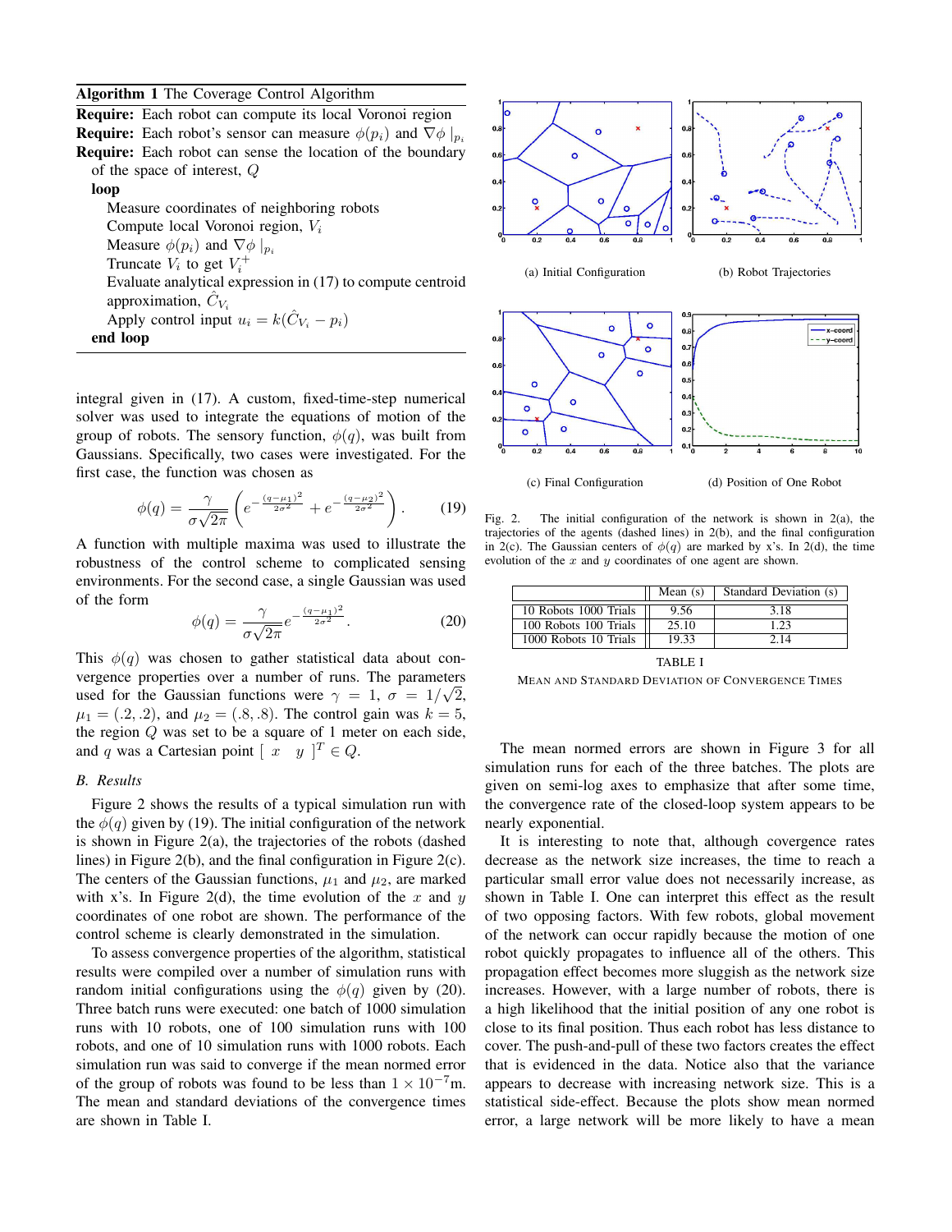**Algorithm 1** The Coverage Control Algorithm

**Require:** Each robot can compute its local Voronoi region
**Require:** Each robot's sensor can measure $\phi(p_i)$ and $\nabla\phi\mid_{p_i}$
**Require:** Each robot can sense the location of the boundary of the space of interest, $Q$

**loop**
- Measure coordinates of neighboring robots
- Compute local Voronoi region, $V_i$
- Measure $\phi(p_i)$ and $\nabla\phi\mid_{p_i}$
- Truncate $V_i$ to get $V_i^+$
- Evaluate analytical expression in (17) to compute centroid approximation, $\hat{C}_{V_i}$
- Apply control input $u_i = k(\hat{C}_{V_i} - p_i)$

**end loop**

integral given in (17). A custom, fixed-time-step numerical solver was used to integrate the equations of motion of the group of robots. The sensory function, $\phi(q)$, was built from Gaussians. Specifically, two cases were investigated. For the first case, the function was chosen as

$$\phi(q) = \frac{\gamma}{\sigma\sqrt{2\pi}}\left(e^{-\frac{(q-\mu_1)^2}{2\sigma^2}} + e^{-\frac{(q-\mu_2)^2}{2\sigma^2}}\right). \quad (19)$$

A function with multiple maxima was used to illustrate the robustness of the control scheme to complicated sensing environments. For the second case, a single Gaussian was used of the form

$$\phi(q) = \frac{\gamma}{\sigma\sqrt{2\pi}}e^{-\frac{(q-\mu_1)^2}{2\sigma^2}}. \quad (20)$$

This $\phi(q)$ was chosen to gather statistical data about convergence properties over a number of runs. The parameters used for the Gaussian functions were $\gamma = 1$, $\sigma = 1/\sqrt{2}$, $\mu_1 = (.2, .2)$, and $\mu_2 = (.8, .8)$. The control gain was $k = 5$, the region $Q$ was set to be a square of 1 meter on each side, and $q$ was a Cartesian point $[\ x \quad y\ ]^T \in Q$.

### B. Results

Figure 2 shows the results of a typical simulation run with the $\phi(q)$ given by (19). The initial configuration of the network is shown in Figure 2(a), the trajectories of the robots (dashed lines) in Figure 2(b), and the final configuration in Figure 2(c). The centers of the Gaussian functions, $\mu_1$ and $\mu_2$, are marked with x's. In Figure 2(d), the time evolution of the $x$ and $y$ coordinates of one robot are shown. The performance of the control scheme is clearly demonstrated in the simulation.

To assess convergence properties of the algorithm, statistical results were compiled over a number of simulation runs with random initial configurations using the $\phi(q)$ given by (20). Three batch runs were executed: one batch of 1000 simulation runs with 10 robots, one of 100 simulation runs with 100 robots, and one of 10 simulation runs with 1000 robots. Each simulation run was said to converge if the mean normed error of the group of robots was found to be less than $1 \times 10^{-7}$m. The mean and standard deviations of the convergence times are shown in Table I.

(a) Initial Configuration (b) Robot Trajectories

(c) Final Configuration (d) Position of One Robot

Fig. 2. The initial configuration of the network is shown in 2(a), the trajectories of the agents (dashed lines) in 2(b), and the final configuration in 2(c). The Gaussian centers of $\phi(q)$ are marked by x's. In 2(d), the time evolution of the $x$ and $y$ coordinates of one agent are shown.

|  | Mean (s) | Standard Deviation (s) |
|---|---|---|
| 10 Robots 1000 Trials | 9.56 | 3.18 |
| 100 Robots 100 Trials | 25.10 | 1.23 |
| 1000 Robots 10 Trials | 19.33 | 2.14 |

TABLE I

MEAN AND STANDARD DEVIATION OF CONVERGENCE TIMES

The mean normed errors are shown in Figure 3 for all simulation runs for each of the three batches. The plots are given on semi-log axes to emphasize that after some time, the convergence rate of the closed-loop system appears to be nearly exponential.

It is interesting to note that, although covergence rates decrease as the network size increases, the time to reach a particular small error value does not necessarily increase, as shown in Table I. One can interpret this effect as the result of two opposing factors. With few robots, global movement of the network can occur rapidly because the motion of one robot quickly propagates to influence all of the others. This propagation effect becomes more sluggish as the network size increases. However, with a large number of robots, there is a high likelihood that the initial position of any one robot is close to its final position. Thus each robot has less distance to cover. The push-and-pull of these two factors creates the effect that is evidenced in the data. Notice also that the variance appears to decrease with increasing network size. This is a statistical side-effect. Because the plots show mean normed error, a large network will be more likely to have a mean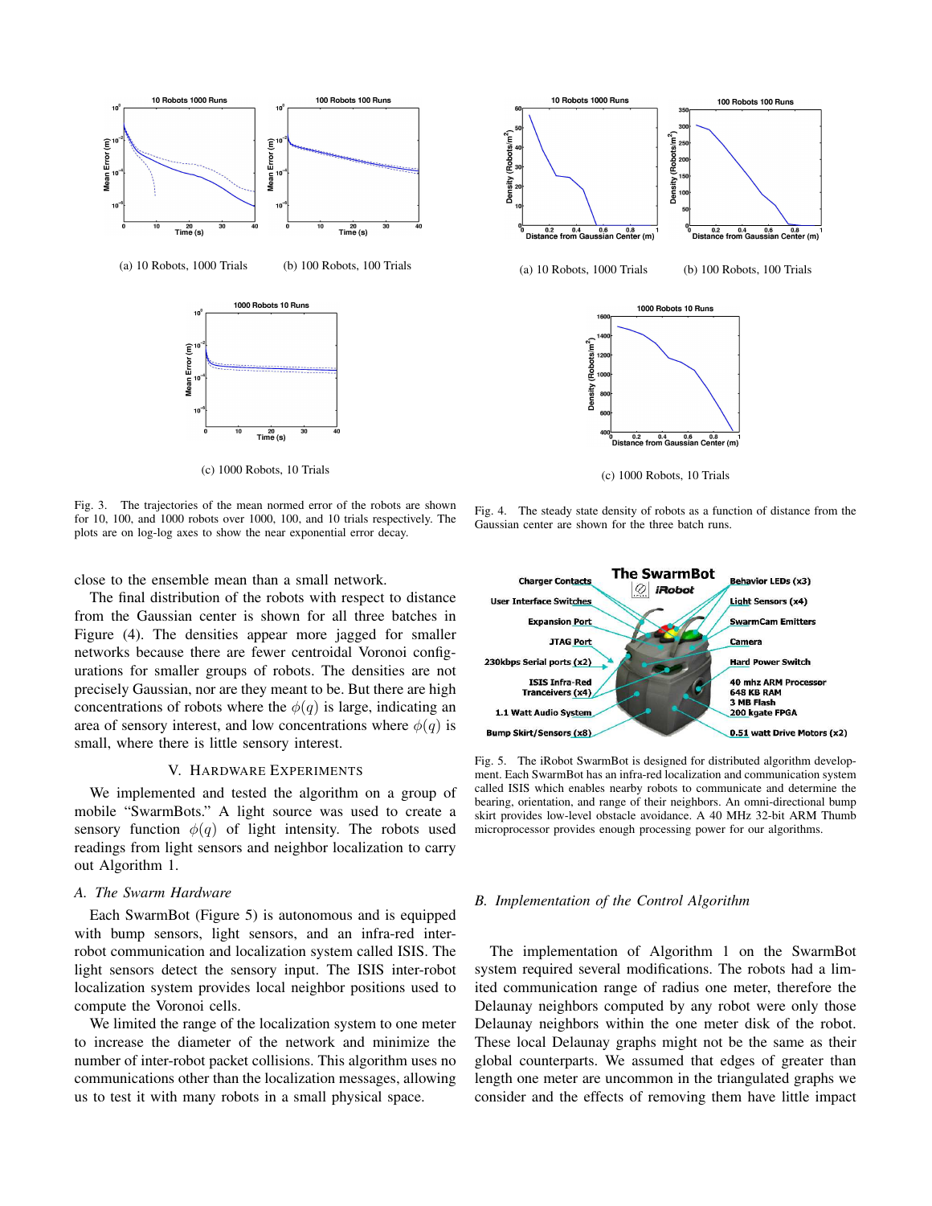(a) 10 Robots, 1000 Trials

(b) 100 Robots, 100 Trials

(c) 1000 Robots, 10 Trials

Fig. 3. The trajectories of the mean normed error of the robots are shown for 10, 100, and 1000 robots over 1000, 100, and 10 trials respectively. The plots are on log-log axes to show the near exponential error decay.

(a) 10 Robots, 1000 Trials

(b) 100 Robots, 100 Trials

(c) 1000 Robots, 10 Trials

Fig. 4. The steady state density of robots as a function of distance from the Gaussian center are shown for the three batch runs.

close to the ensemble mean than a small network.

The final distribution of the robots with respect to distance from the Gaussian center is shown for all three batches in Figure (4). The densities appear more jagged for smaller networks because there are fewer centroidal Voronoi configurations for smaller groups of robots. The densities are not precisely Gaussian, nor are they meant to be. But there are high concentrations of robots where the $\phi(q)$ is large, indicating an area of sensory interest, and low concentrations where $\phi(q)$ is small, where there is little sensory interest.

## V. Hardware Experiments

We implemented and tested the algorithm on a group of mobile "SwarmBots." A light source was used to create a sensory function $\phi(q)$ of light intensity. The robots used readings from light sensors and neighbor localization to carry out Algorithm 1.

### A. The Swarm Hardware

Each SwarmBot (Figure 5) is autonomous and is equipped with bump sensors, light sensors, and an infra-red inter-robot communication and localization system called ISIS. The light sensors detect the sensory input. The ISIS inter-robot localization system provides local neighbor positions used to compute the Voronoi cells.

We limited the range of the localization system to one meter to increase the diameter of the network and minimize the number of inter-robot packet collisions. This algorithm uses no communications other than the localization messages, allowing us to test it with many robots in a small physical space.

Fig. 5. The iRobot SwarmBot is designed for distributed algorithm development. Each SwarmBot has an infra-red localization and communication system called ISIS which enables nearby robots to communicate and determine the bearing, orientation, and range of their neighbors. An omni-directional bump skirt provides low-level obstacle avoidance. A 40 MHz 32-bit ARM Thumb microprocessor provides enough processing power for our algorithms.

### B. Implementation of the Control Algorithm

The implementation of Algorithm 1 on the SwarmBot system required several modifications. The robots had a limited communication range of radius one meter, therefore the Delaunay neighbors computed by any robot were only those Delaunay neighbors within the one meter disk of the robot. These local Delaunay graphs might not be the same as their global counterparts. We assumed that edges of greater than length one meter are uncommon in the triangulated graphs we consider and the effects of removing them have little impact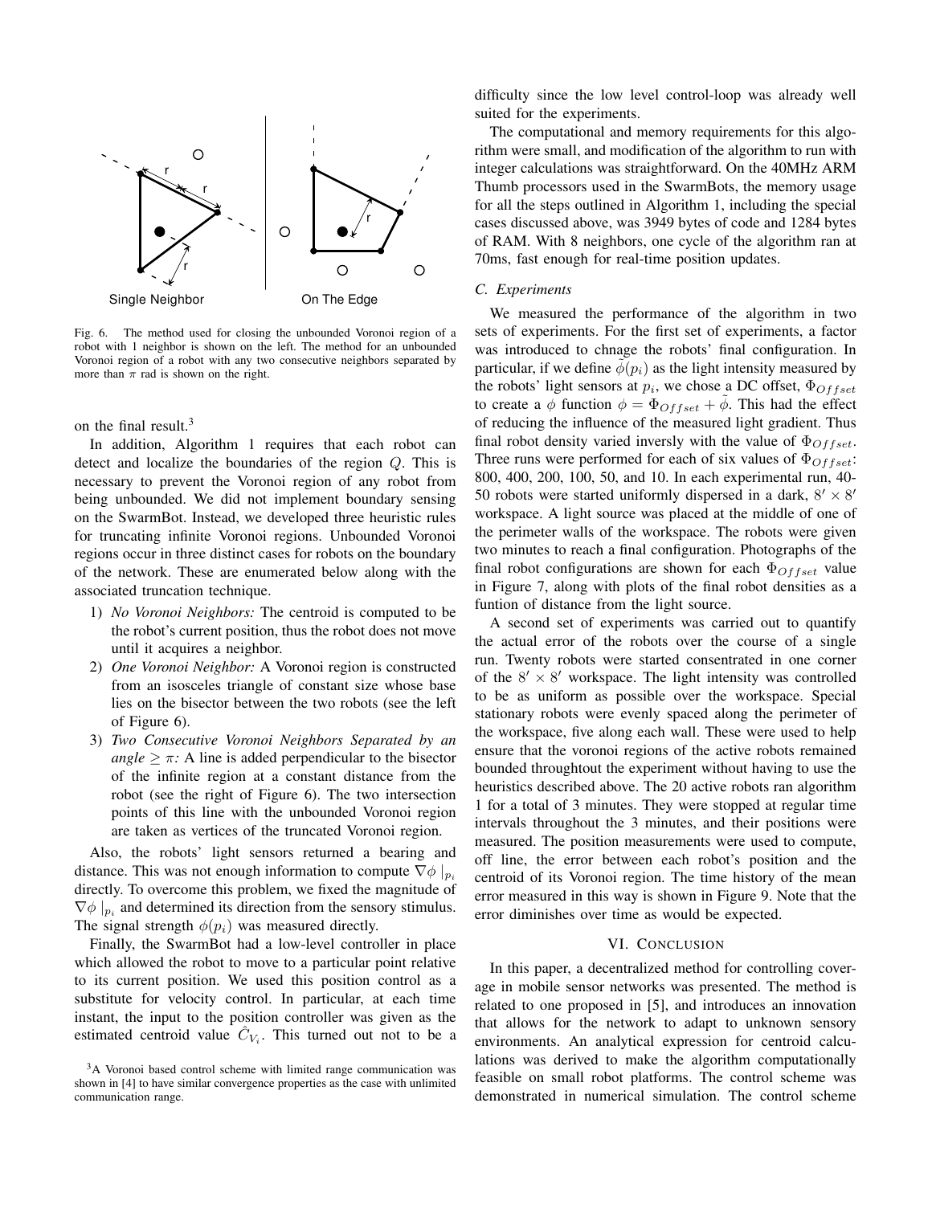Fig. 6. The method used for closing the unbounded Voronoi region of a robot with 1 neighbor is shown on the left. The method for an unbounded Voronoi region of a robot with any two consecutive neighbors separated by more than $\pi$ rad is shown on the right.

on the final result.[3]

In addition, Algorithm 1 requires that each robot can detect and localize the boundaries of the region $Q$. This is necessary to prevent the Voronoi region of any robot from being unbounded. We did not implement boundary sensing on the SwarmBot. Instead, we developed three heuristic rules for truncating infinite Voronoi regions. Unbounded Voronoi regions occur in three distinct cases for robots on the boundary of the network. These are enumerated below along with the associated truncation technique.

1) *No Voronoi Neighbors:* The centroid is computed to be the robot's current position, thus the robot does not move until it acquires a neighbor.
2) *One Voronoi Neighbor:* A Voronoi region is constructed from an isosceles triangle of constant size whose base lies on the bisector between the two robots (see the left of Figure 6).
3) *Two Consecutive Voronoi Neighbors Separated by an angle $\geq \pi$:* A line is added perpendicular to the bisector of the infinite region at a constant distance from the robot (see the right of Figure 6). The two intersection points of this line with the unbounded Voronoi region are taken as vertices of the truncated Voronoi region.

Also, the robots' light sensors returned a bearing and distance. This was not enough information to compute $\nabla\phi\mid_{p_i}$ directly. To overcome this problem, we fixed the magnitude of $\nabla\phi\mid_{p_i}$ and determined its direction from the sensory stimulus. The signal strength $\phi(p_i)$ was measured directly.

Finally, the SwarmBot had a low-level controller in place which allowed the robot to move to a particular point relative to its current position. We used this position control as a substitute for velocity control. In particular, at each time instant, the input to the position controller was given as the estimated centroid value $\hat{C}_{V_i}$. This turned out not to be a difficulty since the low level control-loop was already well suited for the experiments.

The computational and memory requirements for this algorithm were small, and modification of the algorithm to run with integer calculations was straightforward. On the 40MHz ARM Thumb processors used in the SwarmBots, the memory usage for all the steps outlined in Algorithm 1, including the special cases discussed above, was 3949 bytes of code and 1284 bytes of RAM. With 8 neighbors, one cycle of the algorithm ran at 70ms, fast enough for real-time position updates.

### C. Experiments

We measured the performance of the algorithm in two sets of experiments. For the first set of experiments, a factor was introduced to chnage the robots' final configuration. In particular, if we define $\tilde{\phi}(p_i)$ as the light intensity measured by the robots' light sensors at $p_i$, we chose a DC offset, $\Phi_{Offset}$ to create a $\phi$ function $\phi = \Phi_{Offset} + \tilde{\phi}$. This had the effect of reducing the influence of the measured light gradient. Thus final robot density varied inversly with the value of $\Phi_{Offset}$. Three runs were performed for each of six values of $\Phi_{Offset}$: 800, 400, 200, 100, 50, and 10. In each experimental run, 40-50 robots were started uniformly dispersed in a dark, $8' \times 8'$ workspace. A light source was placed at the middle of one of the perimeter walls of the workspace. The robots were given two minutes to reach a final configuration. Photographs of the final robot configurations are shown for each $\Phi_{Offset}$ value in Figure 7, along with plots of the final robot densities as a funtion of distance from the light source.

A second set of experiments was carried out to quantify the actual error of the robots over the course of a single run. Twenty robots were started consentrated in one corner of the $8' \times 8'$ workspace. The light intensity was controlled to be as uniform as possible over the workspace. Special stationary robots were evenly spaced along the perimeter of the workspace, five along each wall. These were used to help ensure that the voronoi regions of the active robots remained bounded throughtout the experiment without having to use the heuristics described above. The 20 active robots ran algorithm 1 for a total of 3 minutes. They were stopped at regular time intervals throughout the 3 minutes, and their positions were measured. The position measurements were used to compute, off line, the error between each robot's position and the centroid of its Voronoi region. The time history of the mean error measured in this way is shown in Figure 9. Note that the error diminishes over time as would be expected.

## VI. Conclusion

In this paper, a decentralized method for controlling coverage in mobile sensor networks was presented. The method is related to one proposed in [5], and introduces an innovation that allows for the network to adapt to unknown sensory environments. An analytical expression for centroid calculations was derived to make the algorithm computationally feasible on small robot platforms. The control scheme was demonstrated in numerical simulation. The control scheme

[3] A Voronoi based control scheme with limited range communication was shown in [4] to have similar convergence properties as the case with unlimited communication range.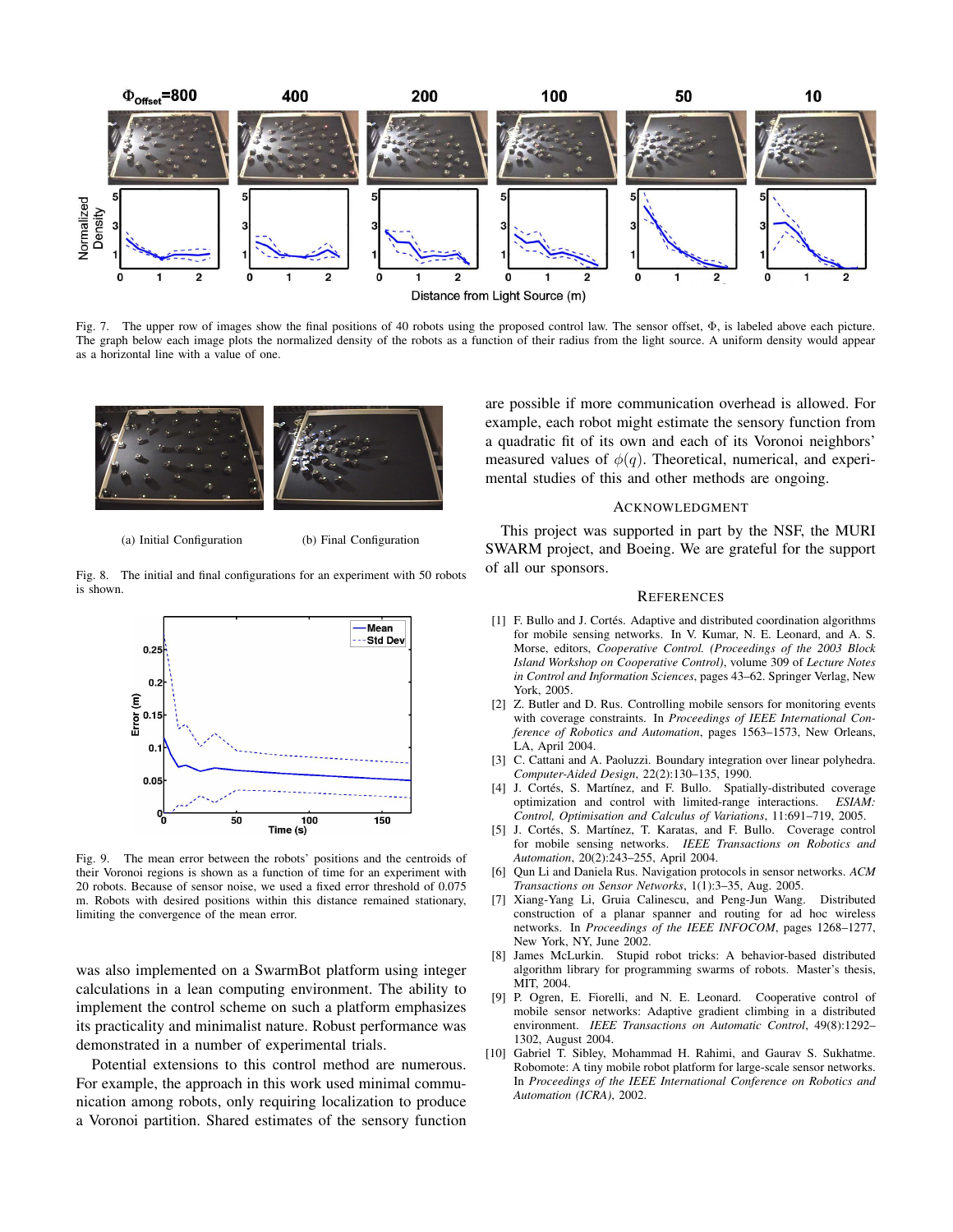$\Phi_{Offset}$=800 400 200 100 50 10

Normalized Density

Distance from Light Source (m)

Fig. 7. The upper row of images show the final positions of 40 robots using the proposed control law. The sensor offset, $\Phi$, is labeled above each picture. The graph below each image plots the normalized density of the robots as a function of their radius from the light source. A uniform density would appear as a horizontal line with a value of one.

(a) Initial Configuration

(b) Final Configuration

Fig. 8. The initial and final configurations for an experiment with 50 robots is shown.

Mean
Std Dev
Error (m)
Time (s)

Fig. 9. The mean error between the robots' positions and the centroids of their Voronoi regions is shown as a function of time for an experiment with 20 robots. Because of sensor noise, we used a fixed error threshold of 0.075 m. Robots with desired positions within this distance remained stationary, limiting the convergence of the mean error.

was also implemented on a SwarmBot platform using integer calculations in a lean computing environment. The ability to implement the control scheme on such a platform emphasizes its practicality and minimalist nature. Robust performance was demonstrated in a number of experimental trials.

Potential extensions to this control method are numerous. For example, the approach in this work used minimal communication among robots, only requiring localization to produce a Voronoi partition. Shared estimates of the sensory function are possible if more communication overhead is allowed. For example, each robot might estimate the sensory function from a quadratic fit of its own and each of its Voronoi neighbors' measured values of $\phi(q)$. Theoretical, numerical, and experimental studies of this and other methods are ongoing.

## Acknowledgment

This project was supported in part by the NSF, the MURI SWARM project, and Boeing. We are grateful for the support of all our sponsors.

## References

[1] F. Bullo and J. Cortés. Adaptive and distributed coordination algorithms for mobile sensing networks. In V. Kumar, N. E. Leonard, and A. S. Morse, editors, *Cooperative Control. (Proceedings of the 2003 Block Island Workshop on Cooperative Control)*, volume 309 of *Lecture Notes in Control and Information Sciences*, pages 43–62. Springer Verlag, New York, 2005.

[2] Z. Butler and D. Rus. Controlling mobile sensors for monitoring events with coverage constraints. In *Proceedings of IEEE International Conference of Robotics and Automation*, pages 1563–1573, New Orleans, LA, April 2004.

[3] C. Cattani and A. Paoluzzi. Boundary integration over linear polyhedra. *Computer-Aided Design*, 22(2):130–135, 1990.

[4] J. Cortés, S. Martínez, and F. Bullo. Spatially-distributed coverage optimization and control with limited-range interactions. *ESIAM: Control, Optimisation and Calculus of Variations*, 11:691–719, 2005.

[5] J. Cortés, S. Martínez, T. Karatas, and F. Bullo. Coverage control for mobile sensing networks. *IEEE Transactions on Robotics and Automation*, 20(2):243–255, April 2004.

[6] Qun Li and Daniela Rus. Navigation protocols in sensor networks. *ACM Transactions on Sensor Networks*, 1(1):3–35, Aug. 2005.

[7] Xiang-Yang Li, Gruia Calinescu, and Peng-Jun Wang. Distributed construction of a planar spanner and routing for ad hoc wireless networks. In *Proceedings of the IEEE INFOCOM*, pages 1268–1277, New York, NY, June 2002.

[8] James McLurkin. Stupid robot tricks: A behavior-based distributed algorithm library for programming swarms of robots. Master's thesis, MIT, 2004.

[9] P. Ogren, E. Fiorelli, and N. E. Leonard. Cooperative control of mobile sensor networks: Adaptive gradient climbing in a distributed environment. *IEEE Transactions on Automatic Control*, 49(8):1292–1302, August 2004.

[10] Gabriel T. Sibley, Mohammad H. Rahimi, and Gaurav S. Sukhatme. Robomote: A tiny mobile robot platform for large-scale sensor networks. In *Proceedings of the IEEE International Conference on Robotics and Automation (ICRA)*, 2002.